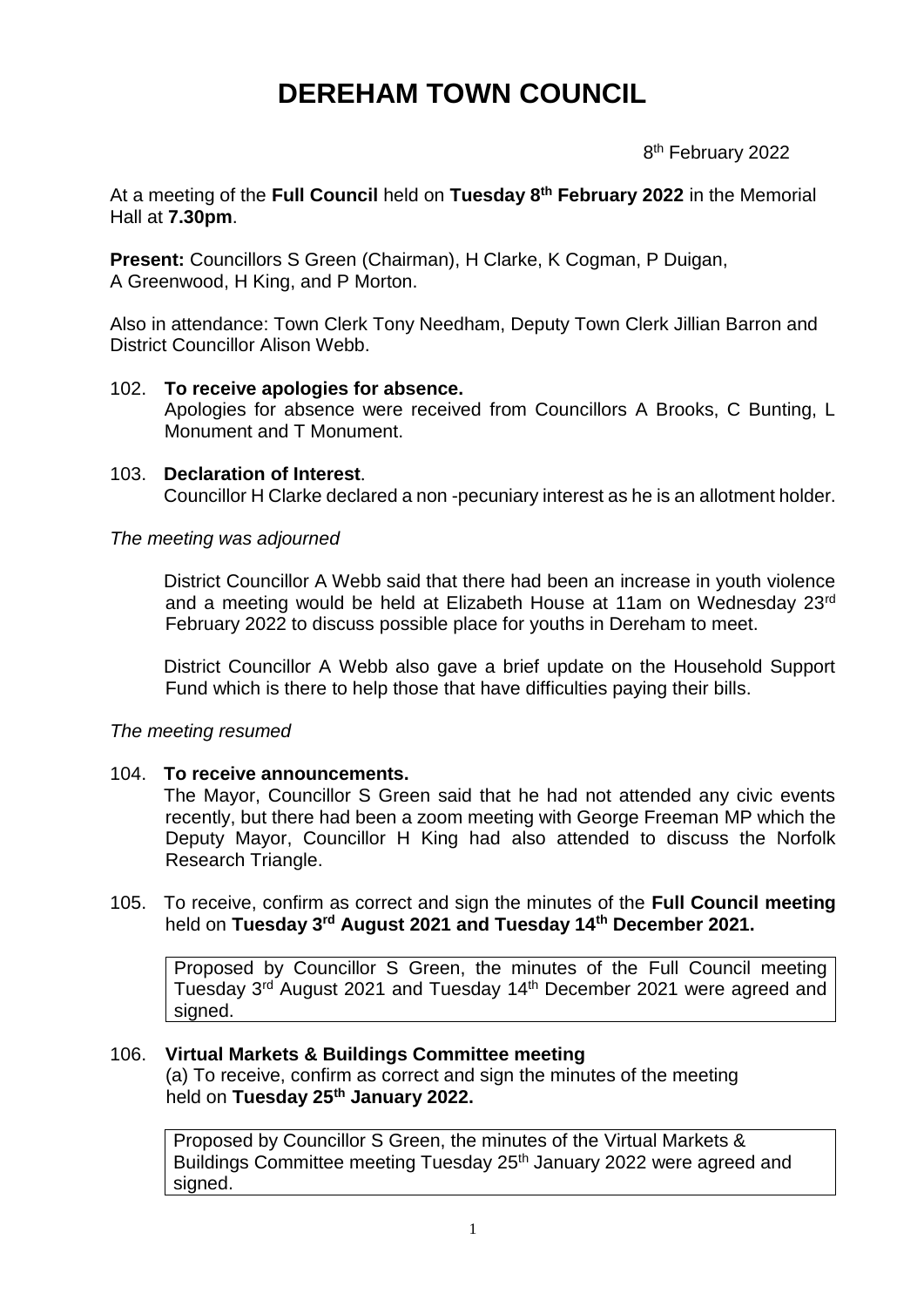# DEREHAM TOWN COUNCIL

8th February 2022

At a meeting of the **Full Council** held on **Tuesday 8th February 2022** in the Memorial Hall at **7.30pm**.

**Present:** Councillors S Green (Chairman), H Clarke, K Cogman, P Duigan, A Greenwood, H King, and P Morton.

Also in attendance: Town Clerk Tony Needham, Deputy Town Clerk Jillian Barron and District Councillor Alison Webb.

102. **To receive apologies for absence.**
Apologies for absence were received from Councillors A Brooks, C Bunting, L Monument and T Monument.

103. **Declaration of Interest**.
Councillor H Clarke declared a non -pecuniary interest as he is an allotment holder.

*The meeting was adjourned*

District Councillor A Webb said that there had been an increase in youth violence and a meeting would be held at Elizabeth House at 11am on Wednesday 23rd February 2022 to discuss possible place for youths in Dereham to meet.

District Councillor A Webb also gave a brief update on the Household Support Fund which is there to help those that have difficulties paying their bills.

*The meeting resumed*

104. **To receive announcements.**
The Mayor, Councillor S Green said that he had not attended any civic events recently, but there had been a zoom meeting with George Freeman MP which the Deputy Mayor, Councillor H King had also attended to discuss the Norfolk Research Triangle.

105. To receive, confirm as correct and sign the minutes of the **Full Council meeting** held on **Tuesday 3rd August 2021 and Tuesday 14th December 2021.**

Proposed by Councillor S Green, the minutes of the Full Council meeting Tuesday 3rd August 2021 and Tuesday 14th December 2021 were agreed and signed.

106. **Virtual Markets & Buildings Committee meeting**
(a) To receive, confirm as correct and sign the minutes of the meeting held on **Tuesday 25th January 2022.**

Proposed by Councillor S Green, the minutes of the Virtual Markets & Buildings Committee meeting Tuesday 25th January 2022 were agreed and signed.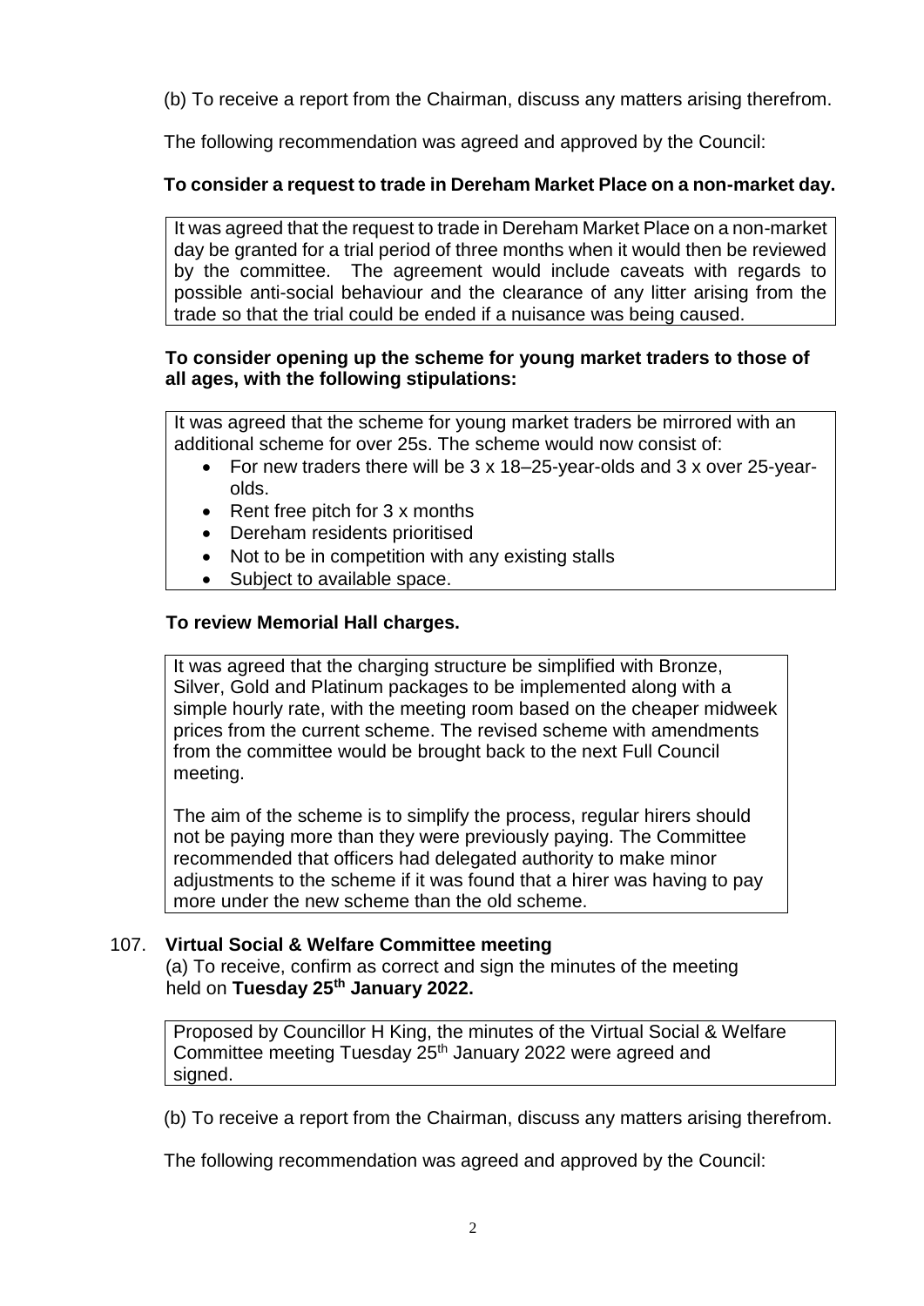(b) To receive a report from the Chairman, discuss any matters arising therefrom.

The following recommendation was agreed and approved by the Council:

**To consider a request to trade in Dereham Market Place on a non-market day.**

It was agreed that the request to trade in Dereham Market Place on a non-market day be granted for a trial period of three months when it would then be reviewed by the committee. The agreement would include caveats with regards to possible anti-social behaviour and the clearance of any litter arising from the trade so that the trial could be ended if a nuisance was being caused.

**To consider opening up the scheme for young market traders to those of all ages, with the following stipulations:**

It was agreed that the scheme for young market traders be mirrored with an additional scheme for over 25s. The scheme would now consist of:

- For new traders there will be 3 x 18–25-year-olds and 3 x over 25-year-olds.
- Rent free pitch for 3 x months
- Dereham residents prioritised
- Not to be in competition with any existing stalls
- Subject to available space.

**To review Memorial Hall charges.**

It was agreed that the charging structure be simplified with Bronze, Silver, Gold and Platinum packages to be implemented along with a simple hourly rate, with the meeting room based on the cheaper midweek prices from the current scheme. The revised scheme with amendments from the committee would be brought back to the next Full Council meeting.

The aim of the scheme is to simplify the process, regular hirers should not be paying more than they were previously paying. The Committee recommended that officers had delegated authority to make minor adjustments to the scheme if it was found that a hirer was having to pay more under the new scheme than the old scheme.

107. **Virtual Social & Welfare Committee meeting**

(a) To receive, confirm as correct and sign the minutes of the meeting held on **Tuesday 25th January 2022.**

Proposed by Councillor H King, the minutes of the Virtual Social & Welfare Committee meeting Tuesday 25th January 2022 were agreed and signed.

(b) To receive a report from the Chairman, discuss any matters arising therefrom.

The following recommendation was agreed and approved by the Council: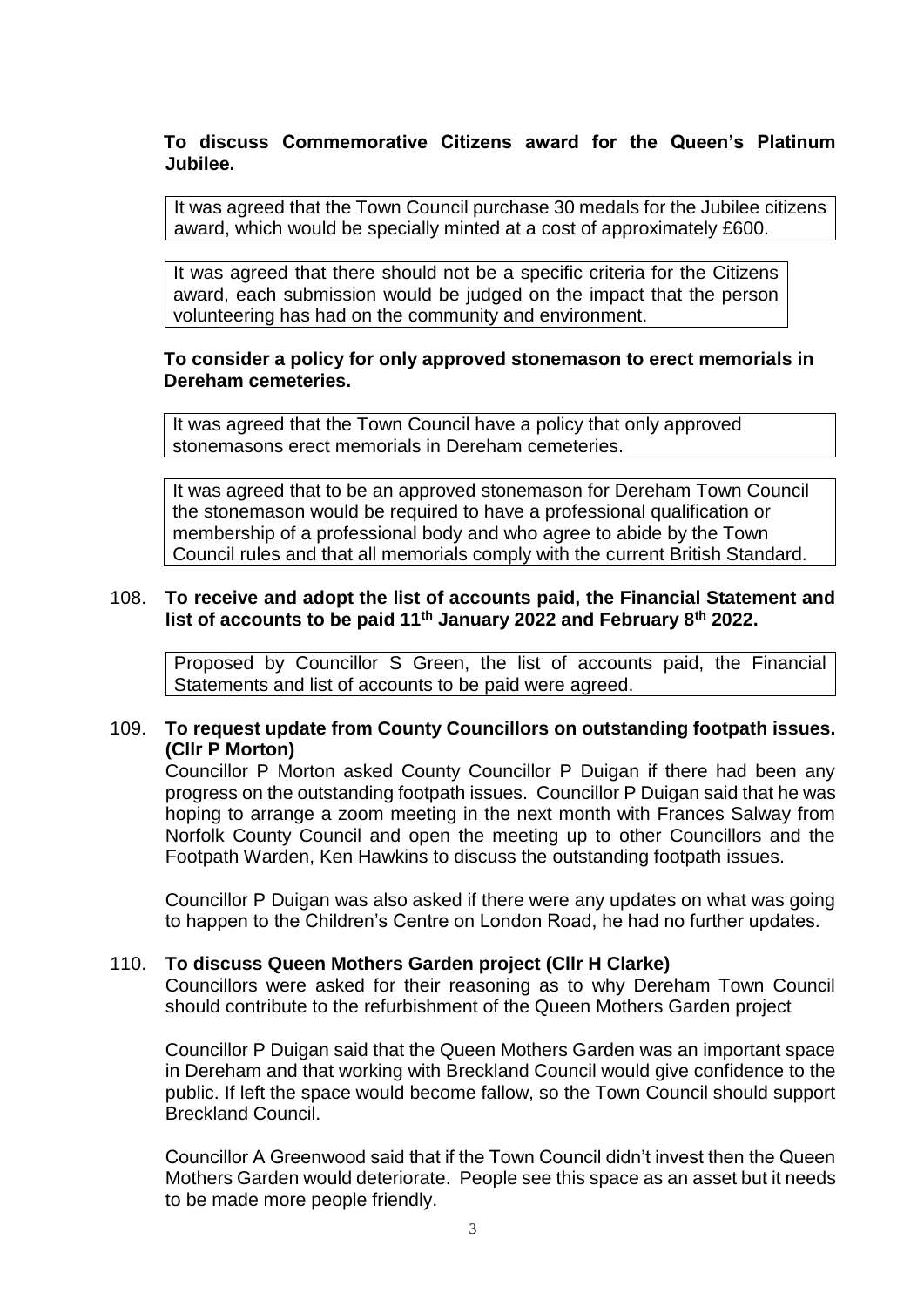**To discuss Commemorative Citizens award for the Queen's Platinum Jubilee.**

It was agreed that the Town Council purchase 30 medals for the Jubilee citizens award, which would be specially minted at a cost of approximately £600.

It was agreed that there should not be a specific criteria for the Citizens award, each submission would be judged on the impact that the person volunteering has had on the community and environment.

**To consider a policy for only approved stonemason to erect memorials in Dereham cemeteries.**

It was agreed that the Town Council have a policy that only approved stonemasons erect memorials in Dereham cemeteries.

It was agreed that to be an approved stonemason for Dereham Town Council the stonemason would be required to have a professional qualification or membership of a professional body and who agree to abide by the Town Council rules and that all memorials comply with the current British Standard.

**108. To receive and adopt the list of accounts paid, the Financial Statement and list of accounts to be paid 11th January 2022 and February 8th 2022.**

Proposed by Councillor S Green, the list of accounts paid, the Financial Statements and list of accounts to be paid were agreed.

**109. To request update from County Councillors on outstanding footpath issues. (Cllr P Morton)**

Councillor P Morton asked County Councillor P Duigan if there had been any progress on the outstanding footpath issues. Councillor P Duigan said that he was hoping to arrange a zoom meeting in the next month with Frances Salway from Norfolk County Council and open the meeting up to other Councillors and the Footpath Warden, Ken Hawkins to discuss the outstanding footpath issues.

Councillor P Duigan was also asked if there were any updates on what was going to happen to the Children's Centre on London Road, he had no further updates.

**110. To discuss Queen Mothers Garden project (Cllr H Clarke)**

Councillors were asked for their reasoning as to why Dereham Town Council should contribute to the refurbishment of the Queen Mothers Garden project

Councillor P Duigan said that the Queen Mothers Garden was an important space in Dereham and that working with Breckland Council would give confidence to the public. If left the space would become fallow, so the Town Council should support Breckland Council.

Councillor A Greenwood said that if the Town Council didn't invest then the Queen Mothers Garden would deteriorate. People see this space as an asset but it needs to be made more people friendly.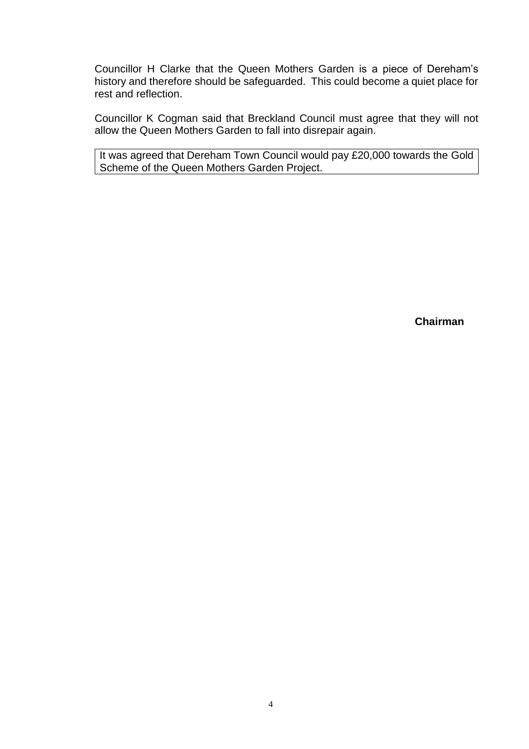Councillor H Clarke that the Queen Mothers Garden is a piece of Dereham's history and therefore should be safeguarded. This could become a quiet place for rest and reflection.

Councillor K Cogman said that Breckland Council must agree that they will not allow the Queen Mothers Garden to fall into disrepair again.

| |
|---|
| It was agreed that Dereham Town Council would pay £20,000 towards the Gold Scheme of the Queen Mothers Garden Project. |

**Chairman**